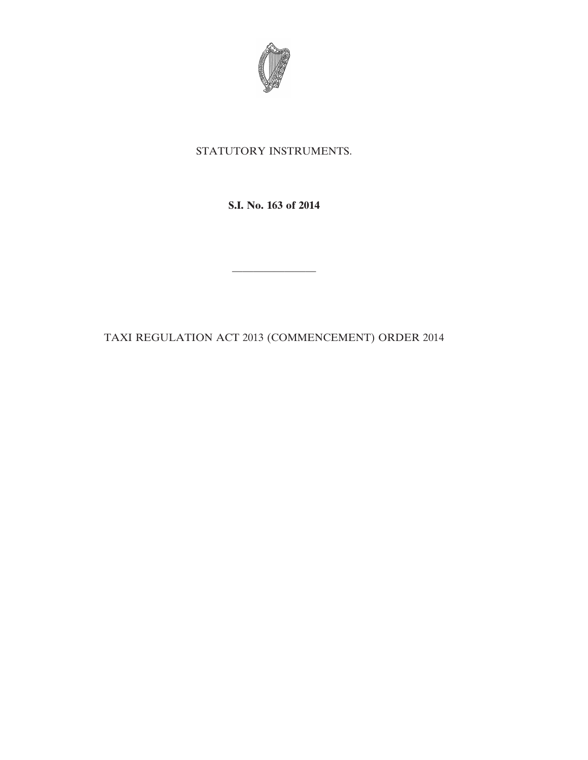STATUTORY INSTRUMENTS.

**S.I. No. 163 of 2014**

---

TAXI REGULATION ACT 2013 (COMMENCEMENT) ORDER 2014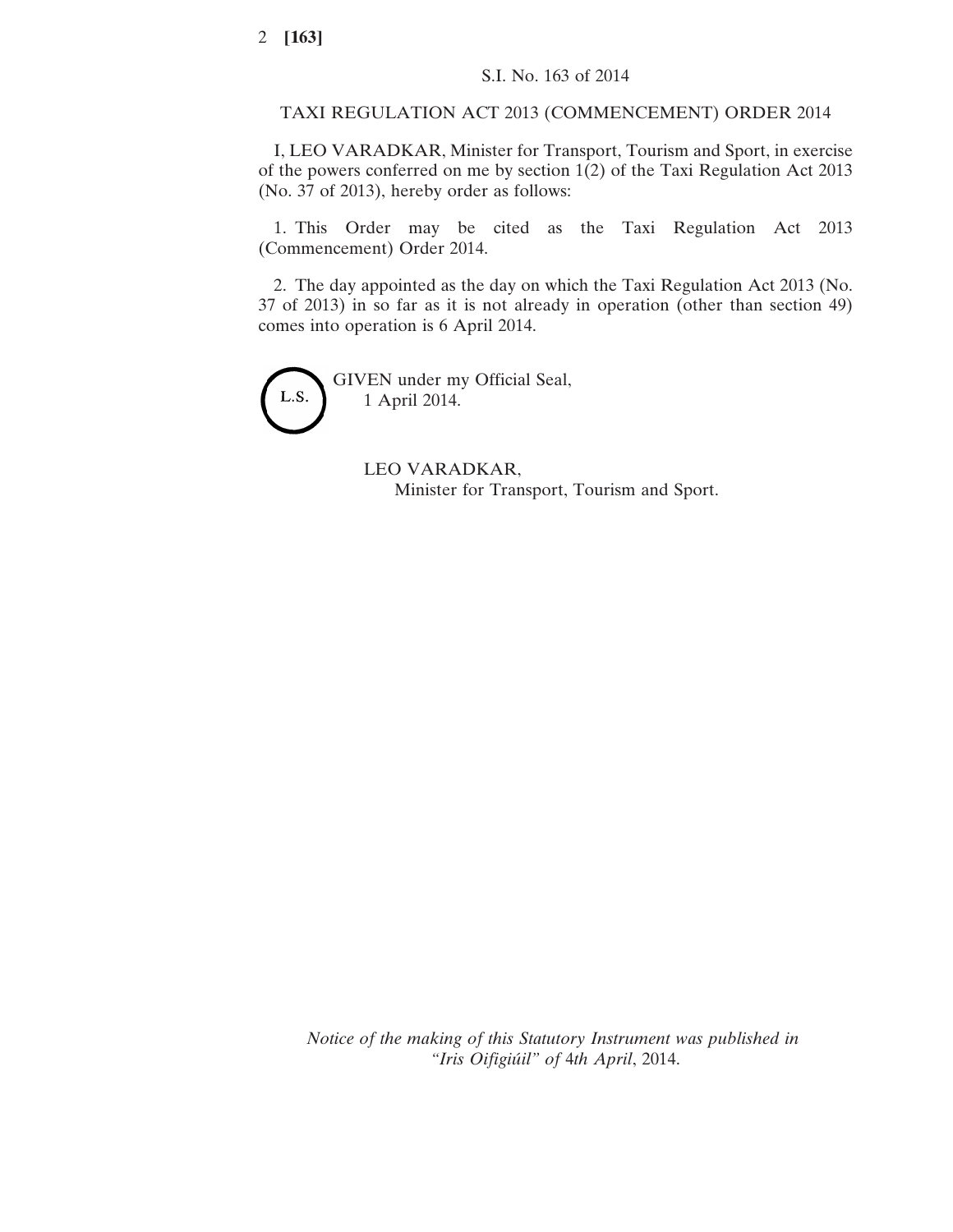S.I. No. 163 of 2014

TAXI REGULATION ACT 2013 (COMMENCEMENT) ORDER 2014

I, LEO VARADKAR, Minister for Transport, Tourism and Sport, in exercise of the powers conferred on me by section 1(2) of the Taxi Regulation Act 2013 (No. 37 of 2013), hereby order as follows:

1. This Order may be cited as the Taxi Regulation Act 2013 (Commencement) Order 2014.

2. The day appointed as the day on which the Taxi Regulation Act 2013 (No. 37 of 2013) in so far as it is not already in operation (other than section 49) comes into operation is 6 April 2014.

L.S.

GIVEN under my Official Seal,
1 April 2014.

LEO VARADKAR,
Minister for Transport, Tourism and Sport.

*Notice of the making of this Statutory Instrument was published in "Iris Oifigiúil" of 4th April, 2014.*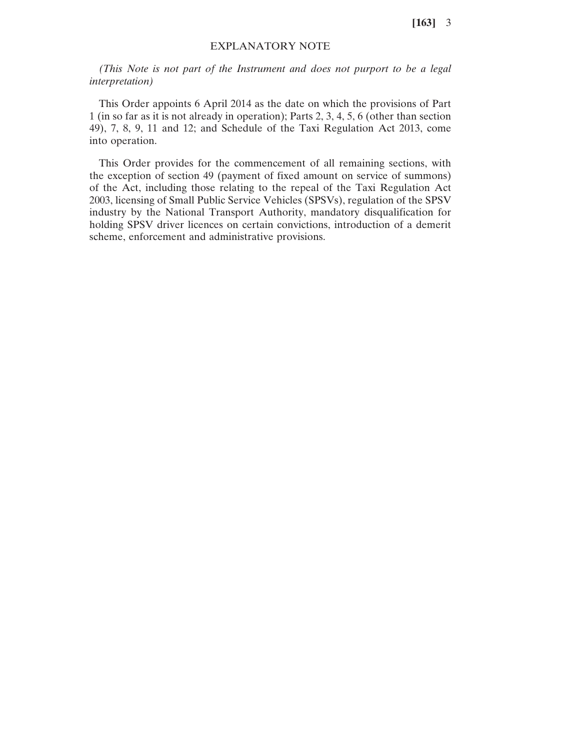## EXPLANATORY NOTE

*(This Note is not part of the Instrument and does not purport to be a legal interpretation)*

This Order appoints 6 April 2014 as the date on which the provisions of Part 1 (in so far as it is not already in operation); Parts 2, 3, 4, 5, 6 (other than section 49), 7, 8, 9, 11 and 12; and Schedule of the Taxi Regulation Act 2013, come into operation.

This Order provides for the commencement of all remaining sections, with the exception of section 49 (payment of fixed amount on service of summons) of the Act, including those relating to the repeal of the Taxi Regulation Act 2003, licensing of Small Public Service Vehicles (SPSVs), regulation of the SPSV industry by the National Transport Authority, mandatory disqualification for holding SPSV driver licences on certain convictions, introduction of a demerit scheme, enforcement and administrative provisions.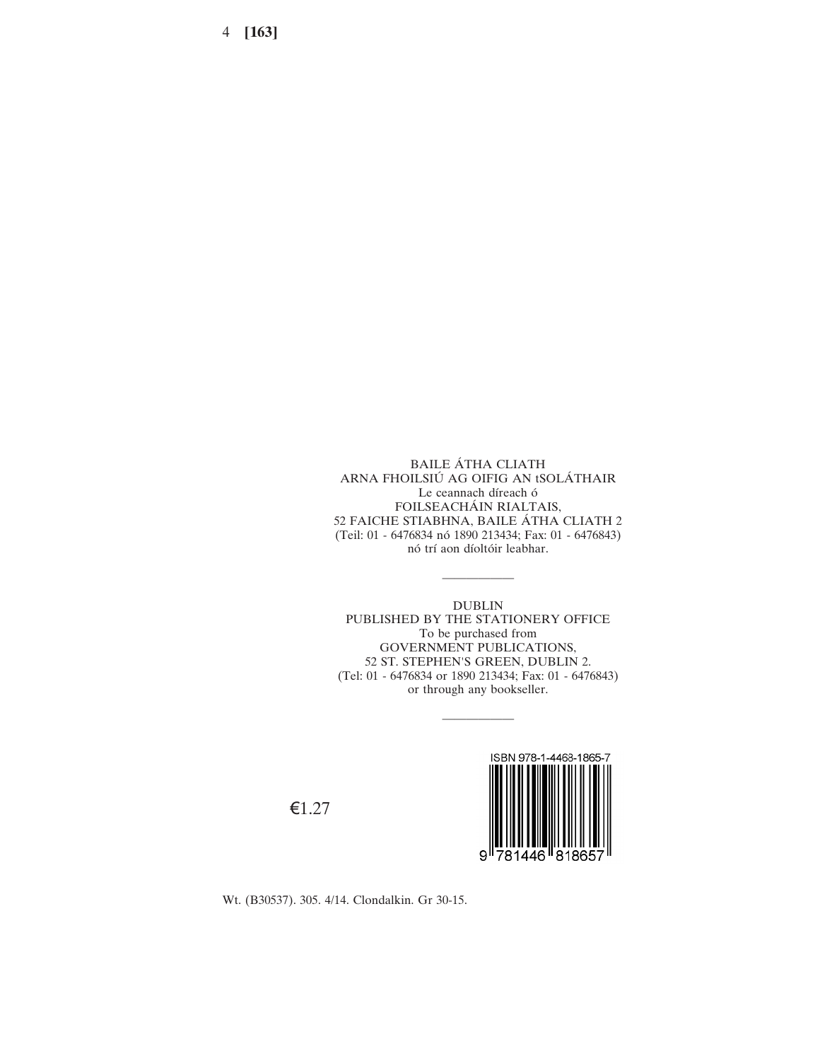BAILE ÁTHA CLIATH
ARNA FHOILSIÚ AG OIFIG AN tSOLÁTHAIR
Le ceannach díreach ó
FOILSEACHÁIN RIALTAIS,
52 FAICHE STIABHNA, BAILE ÁTHA CLIATH 2
(Teil: 01 - 6476834 nó 1890 213434; Fax: 01 - 6476843)
nó trí aon díoltóir leabhar.

---

DUBLIN
PUBLISHED BY THE STATIONERY OFFICE
To be purchased from
GOVERNMENT PUBLICATIONS,
52 ST. STEPHEN'S GREEN, DUBLIN 2.
(Tel: 01 - 6476834 or 1890 213434; Fax: 01 - 6476843)
or through any bookseller.

---

€1.27

ISBN 978-1-4468-1865-7

9 781446 818657

Wt. (B30537). 305. 4/14. Clondalkin. Gr 30-15.